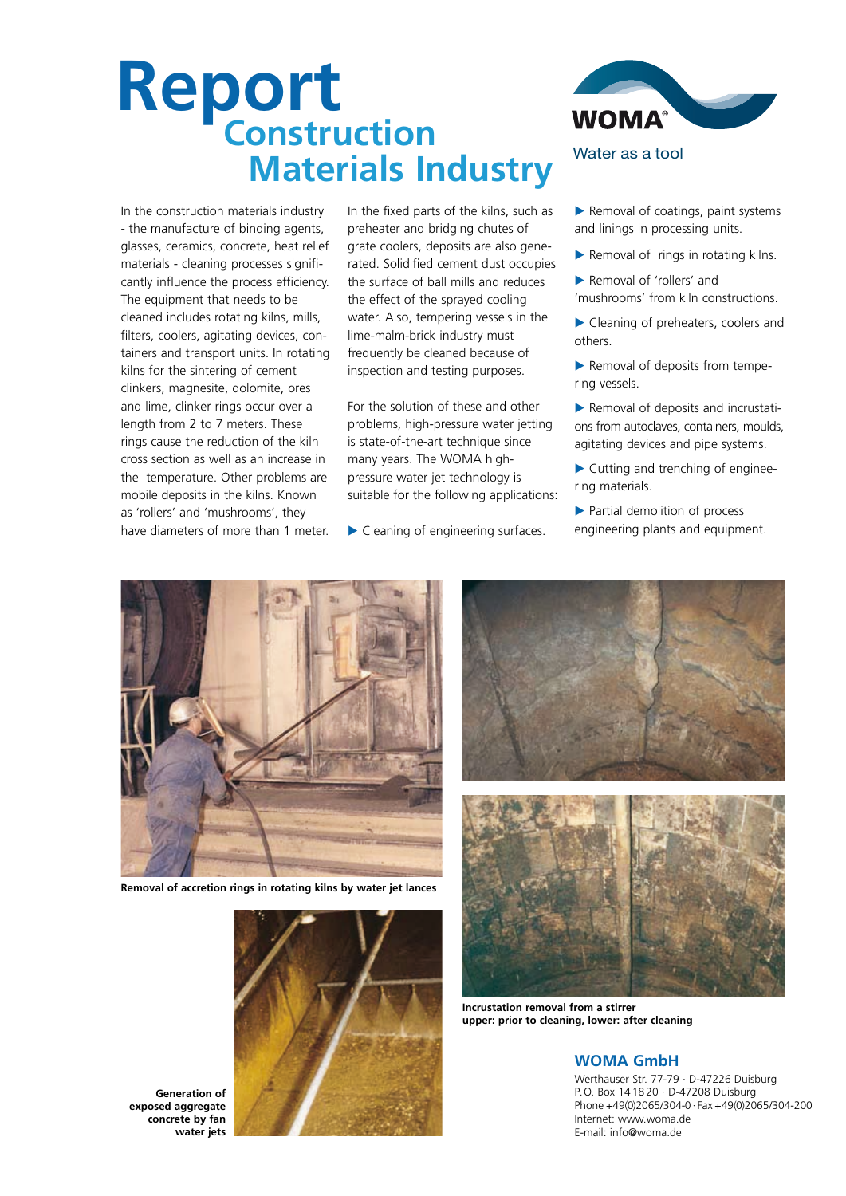# Report

## Construction Materials Industry

WOMA®

Water as a tool

In the construction materials industry - the manufacture of binding agents, glasses, ceramics, concrete, heat relief materials - cleaning processes significantly influence the process efficiency. The equipment that needs to be cleaned includes rotating kilns, mills, filters, coolers, agitating devices, containers and transport units. In rotating kilns for the sintering of cement clinkers, magnesite, dolomite, ores and lime, clinker rings occur over a length from 2 to 7 meters. These rings cause the reduction of the kiln cross section as well as an increase in the temperature. Other problems are mobile deposits in the kilns. Known as 'rollers' and 'mushrooms', they have diameters of more than 1 meter.

In the fixed parts of the kilns, such as preheater and bridging chutes of grate coolers, deposits are also generated. Solidified cement dust occupies the surface of ball mills and reduces the effect of the sprayed cooling water. Also, tempering vessels in the lime-malm-brick industry must frequently be cleaned because of inspection and testing purposes.

For the solution of these and other problems, high-pressure water jetting is state-of-the-art technique since many years. The WOMA high-pressure water jet technology is suitable for the following applications:

- Cleaning of engineering surfaces.
- Removal of coatings, paint systems and linings in processing units.
- Removal of rings in rotating kilns.
- Removal of 'rollers' and 'mushrooms' from kiln constructions.
- Cleaning of preheaters, coolers and others.
- Removal of deposits from tempering vessels.
- Removal of deposits and incrustations from autoclaves, containers, moulds, agitating devices and pipe systems.
- Cutting and trenching of engineering materials.
- Partial demolition of process engineering plants and equipment.

**Removal of accretion rings in rotating kilns by water jet lances**

**Generation of exposed aggregate concrete by fan water jets**

**Incrustation removal from a stirrer**
**upper: prior to cleaning, lower: after cleaning**

### WOMA GmbH

Werthauser Str. 77-79 · D-47226 Duisburg
P.O. Box 14 18 20 · D-47208 Duisburg
Phone +49(0)2065/304-0 · Fax +49(0)2065/304-200
Internet: www.woma.de
E-mail: info@woma.de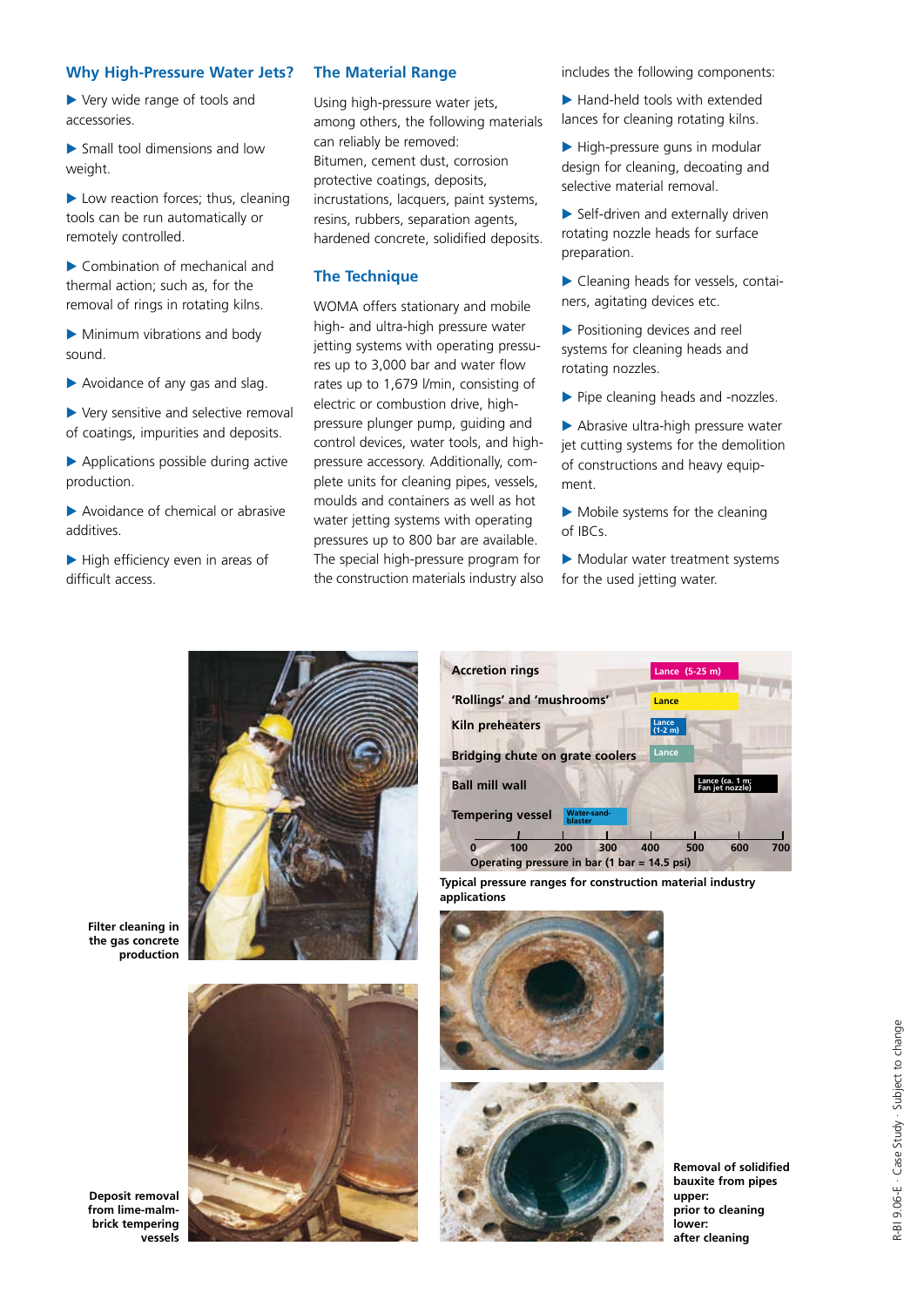## Why High-Pressure Water Jets?

- Very wide range of tools and accessories.
- Small tool dimensions and low weight.
- Low reaction forces; thus, cleaning tools can be run automatically or remotely controlled.
- Combination of mechanical and thermal action; such as, for the removal of rings in rotating kilns.
- Minimum vibrations and body sound.
- Avoidance of any gas and slag.
- Very sensitive and selective removal of coatings, impurities and deposits.
- Applications possible during active production.
- Avoidance of chemical or abrasive additives.
- High efficiency even in areas of difficult access.

## The Material Range

Using high-pressure water jets, among others, the following materials can reliably be removed:
Bitumen, cement dust, corrosion protective coatings, deposits, incrustations, lacquers, paint systems, resins, rubbers, separation agents, hardened concrete, solidified deposits.

## The Technique

WOMA offers stationary and mobile high- and ultra-high pressure water jetting systems with operating pressures up to 3,000 bar and water flow rates up to 1,679 l/min, consisting of electric or combustion drive, high-pressure plunger pump, guiding and control devices, water tools, and high-pressure accessory. Additionally, complete units for cleaning pipes, vessels, moulds and containers as well as hot water jetting systems with operating pressures up to 800 bar are available. The special high-pressure program for the construction materials industry also includes the following components:

- Hand-held tools with extended lances for cleaning rotating kilns.
- High-pressure guns in modular design for cleaning, decoating and selective material removal.
- Self-driven and externally driven rotating nozzle heads for surface preparation.
- Cleaning heads for vessels, containers, agitating devices etc.
- Positioning devices and reel systems for cleaning heads and rotating nozzles.
- Pipe cleaning heads and -nozzles.
- Abrasive ultra-high pressure water jet cutting systems for the demolition of constructions and heavy equipment.
- Mobile systems for the cleaning of IBCs.
- Modular water treatment systems for the used jetting water.

Filter cleaning in the gas concrete production

Accretion rings — Lance (5-25 m)
'Rollings' and 'mushrooms' — Lance
Kiln preheaters — Lance (1-2 m)
Bridging chute on grate coolers — Lance
Ball mill wall — Lance (ca. 1 m; Fan jet nozzle)
Tempering vessel — Water-sand-blaster

0 100 200 300 400 500 600 700
Operating pressure in bar (1 bar = 14.5 psi)

Typical pressure ranges for construction material industry applications

Deposit removal from lime-malm-brick tempering vessels

Removal of solidified bauxite from pipes
upper:
prior to cleaning
lower:
after cleaning